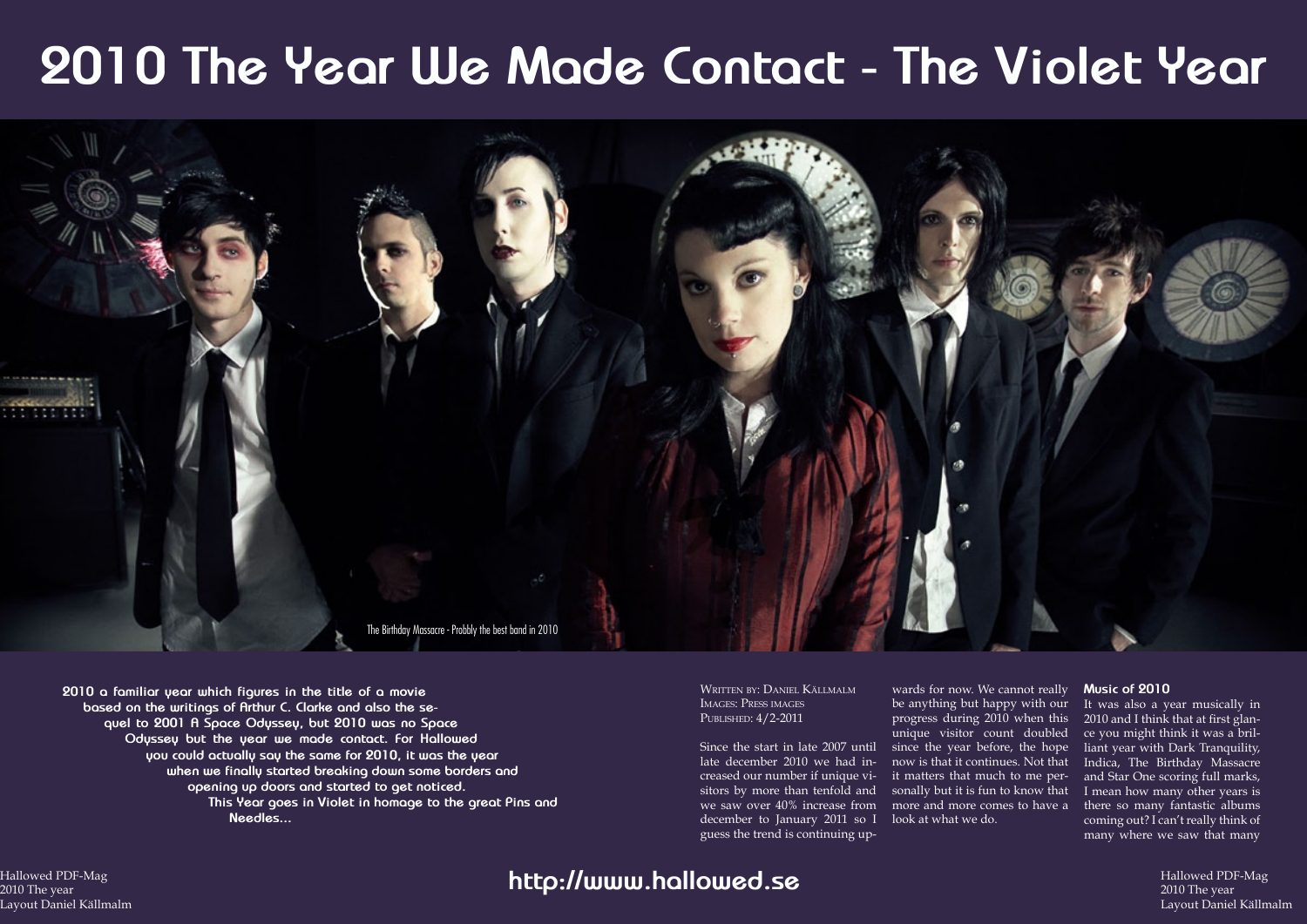# 2010 The Year We Made Contact - The Violet Year

The Birthday Massacre - Probbly the best band in 2010

**2010 a familiar year which figures in the title of a movie based on the writings of Arthur C. Clarke and also the sequel to 2001 A Space Odyssey, but 2010 was no Space Odyssey but the year we made contact. For Hallowed you could actually say the same for 2010, it was the year when we finally started breaking down some borders and opening up doors and started to get noticed. This Year goes in Violet in homage to the great Pins and Needles...**

Written by: Daniel Källmalm
Images: Press images
Published: 4/2-2011

Since the start in late 2007 until late december 2010 we had increased our number if unique visitors by more than tenfold and we saw over 40% increase from december to January 2011 so I guess the trend is continuing upwards for now. We cannot really be anything but happy with our progress during 2010 when this unique visitor count doubled since the year before, the hope now is that it continues. Not that it matters that much to me personally but it is fun to know that more and more comes to have a look at what we do.

## Music of 2010

It was also a year musically in 2010 and I think that at first glance you might think it was a brilliant year with Dark Tranquility, Indica, The Birthday Massacre and Star One scoring full marks, I mean how many other years is there so many fantastic albums coming out? I can't really think of many where we saw that many

http://www.hallowed.se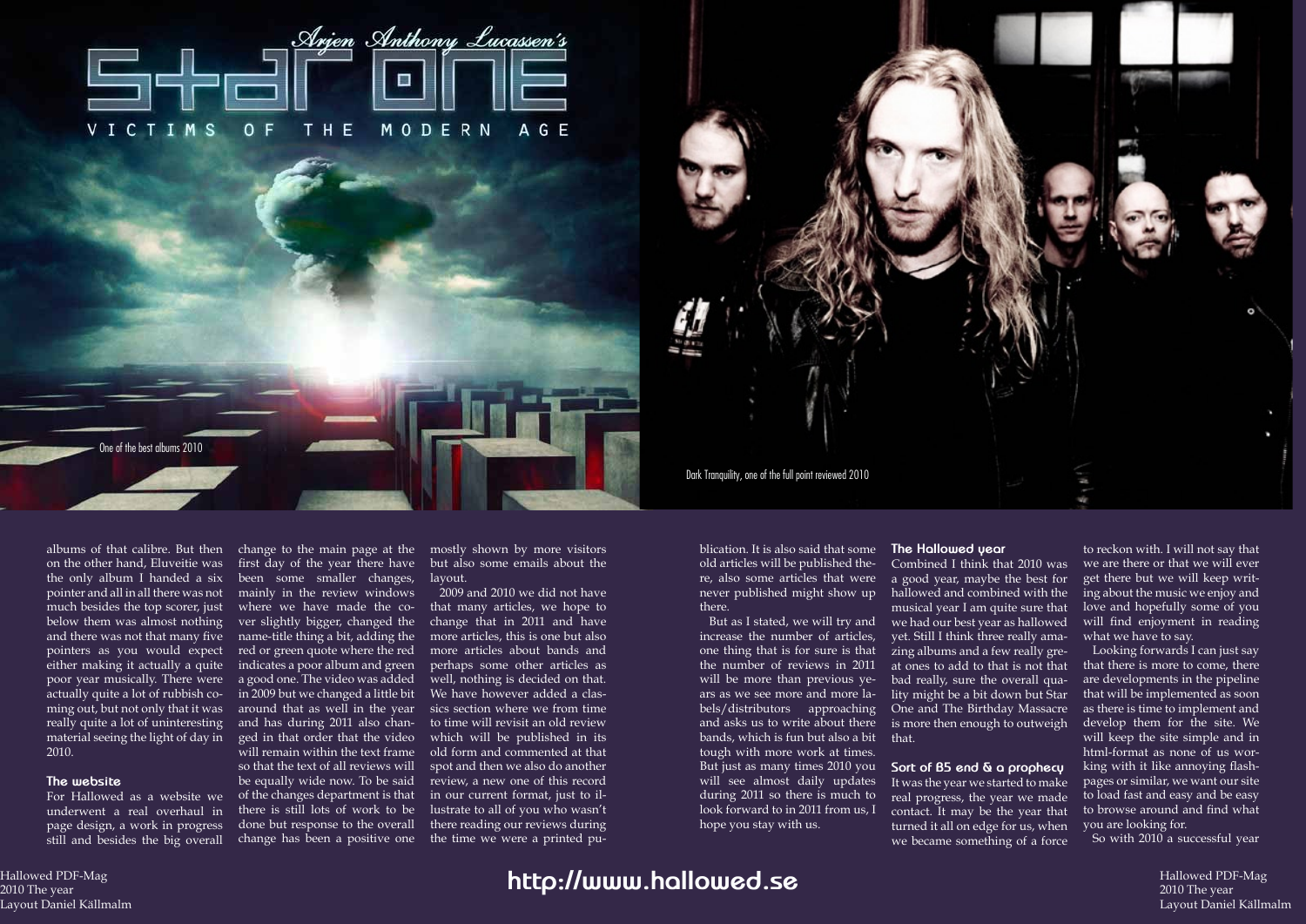One of the best albums 2010

Dark Tranquility, one of the full point reviewed 2010

albums of that calibre. But then on the other hand, Eluveitie was the only album I handed a six pointer and all in all there was not much besides the top scorer, just below them was almost nothing and there was not that many five pointers as you would expect either making it actually a quite poor year musically. There were actually quite a lot of rubbish coming out, but not only that it was really quite a lot of uninteresting material seeing the light of day in 2010.

### The website

For Hallowed as a website we underwent a real overhaul in page design, a work in progress still and besides the big overall change to the main page at the first day of the year there have been some smaller changes, mainly in the review windows where we have made the cover slightly bigger, changed the name-title thing a bit, adding the red or green quote where the red indicates a poor album and green a good one. The video was added in 2009 but we changed a little bit around that as well in the year and has during 2011 also changed in that order that the video will remain within the text frame so that the text of all reviews will be equally wide now. To be said of the changes department is that there is still lots of work to be done but response to the overall change has been a positive one mostly shown by more visitors but also some emails about the layout.

2009 and 2010 we did not have that many articles, we hope to change that in 2011 and have more articles, this is one but also more articles about bands and perhaps some other articles as well, nothing is decided on that. We have however added a classics section where we from time to time will revisit an old review which will be published in its old form and commented at that spot and then we also do another review, a new one of this record in our current format, just to illustrate to all of you who wasn't there reading our reviews during the time we were a printed publication. It is also said that some old articles will be published there, also some articles that were never published might show up there.

But as I stated, we will try and increase the number of articles, one thing that is for sure is that the number of reviews in 2011 will be more than previous years as we see more and more labels/distributors approaching and asks us to write about there bands, which is fun but also a bit tough with more work at times. But just as many times 2010 you will see almost daily updates during 2011 so there is much to look forward to in 2011 from us, I hope you stay with us.

### The Hallowed year

Combined I think that 2010 was a good year, maybe the best for hallowed and combined with the musical year I am quite sure that we had our best year as hallowed yet. Still I think three really amazing albums and a few really great ones to add to that is not that bad really, sure the overall quality might be a bit down but Star One and The Birthday Massacre is more then enough to outweigh that.

### Sort of B5 end & a prophecy

It was the year we started to make real progress, the year we made contact. It may be the year that turned it all on edge for us, when we became something of a force to reckon with. I will not say that we are there or that we will ever get there but we will keep writing about the music we enjoy and love and hopefully some of you will find enjoyment in reading what we have to say.

Looking forwards I can just say that there is more to come, there are developments in the pipeline that will be implemented as soon as there is time to implement and develop them for the site. We will keep the site simple and in html-format as none of us working with it like annoying flash-pages or similar, we want our site to load fast and easy and be easy to browse around and find what you are looking for.

So with 2010 a successful year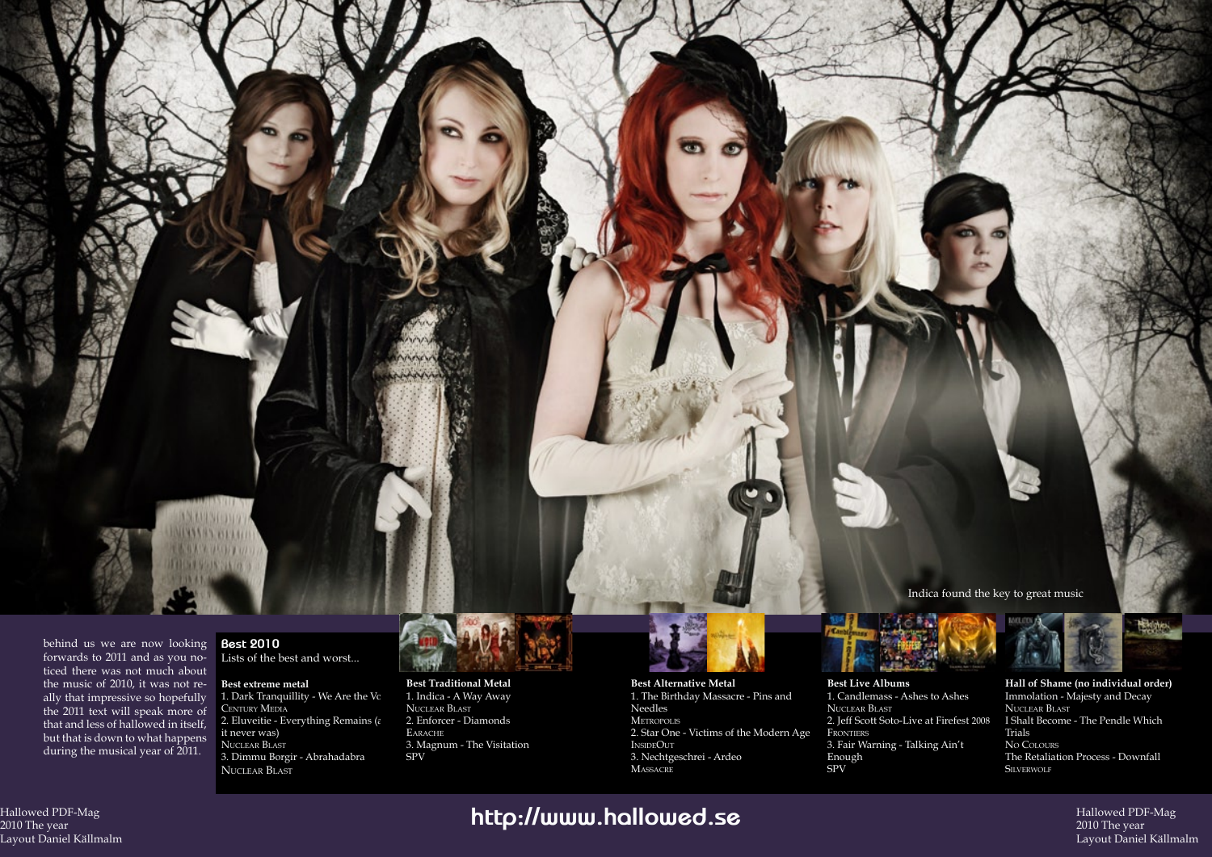Indica found the key to great music

behind us we are now looking forwards to 2011 and as you noticed there was not much about the music of 2010, it was not really that impressive so hopefully the 2011 text will speak more of that and less of hallowed in itself, but that is down to what happens during the musical year of 2011.

## Best 2010

Lists of the best and worst...

**Best extreme metal**

1. Dark Tranquillity - We Are the Vo
CENTURY MEDIA
2. Eluveitie - Everything Remains (a
it never was)
NUCLEAR BLAST
3. Dimmu Borgir - Abrahadabra
NUCLEAR BLAST

**Best Traditional Metal**

1. Indica - A Way Away
NUCLEAR BLAST
2. Enforcer - Diamonds
EARACHE
3. Magnum - The Visitation
SPV

**Best Alternative Metal**

1. The Birthday Massacre - Pins and Needles
METROPOLIS
2. Star One - Victims of the Modern Age
INSIDEOUT
3. Nechtgeschrei - Ardeo
MASSACRE

**Best Live Albums**

1. Candlemass - Ashes to Ashes
NUCLEAR BLAST
2. Jeff Scott Soto-Live at Firefest 2008
FRONTIERS
3. Fair Warning - Talking Ain't Enough
SPV

**Hall of Shame (no individual order)**

Immolation - Majesty and Decay
NUCLEAR BLAST
I Shalt Become - The Pendle Which Trials
NO COLOURS
The Retaliation Process - Downfall
SILVERWOLF

Hallowed PDF-Mag
2010 The year
Layout Daniel Källmalm

**http://www.hallowed.se**